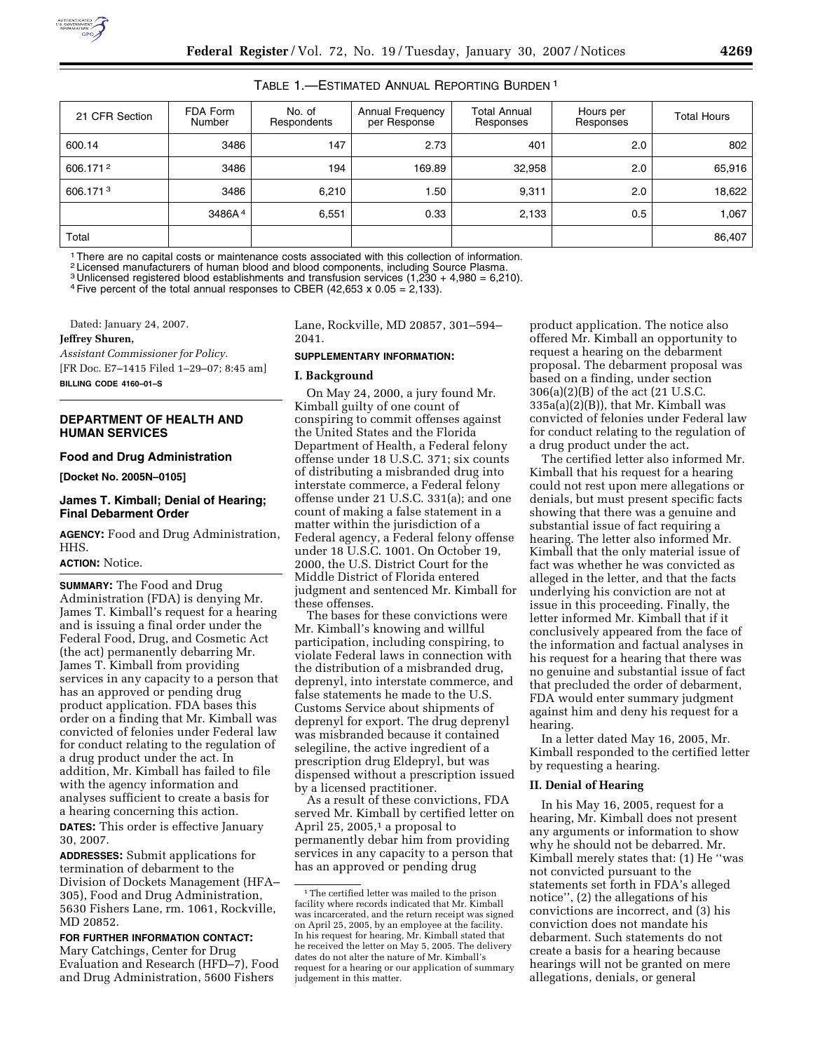TABLE 1.—ESTIMATED ANNUAL REPORTING BURDEN [1]

| 21 CFR Section | FDA Form Number | No. of Respondents | Annual Frequency per Response | Total Annual Responses | Hours per Responses | Total Hours |
|---|---|---|---|---|---|---|
| 600.14 | 3486 | 147 | 2.73 | 401 | 2.0 | 802 |
| 606.171 [2] | 3486 | 194 | 169.89 | 32,958 | 2.0 | 65,916 |
| 606.171 [3] | 3486 | 6,210 | 1.50 | 9,311 | 2.0 | 18,622 |
| | 3486A [4] | 6,551 | 0.33 | 2,133 | 0.5 | 1,067 |
| Total | | | | | | 86,407 |

[1] There are no capital costs or maintenance costs associated with this collection of information.
[2] Licensed manufacturers of human blood and blood components, including Source Plasma.
[3] Unlicensed registered blood establishments and transfusion services (1,230 + 4,980 = 6,210).
[4] Five percent of the total annual responses to CBER (42,653 x 0.05 = 2,133).

Dated: January 24, 2007.

**Jeffrey Shuren,**

*Assistant Commissioner for Policy.*

[FR Doc. E7–1415 Filed 1–29–07; 8:45 am]

**BILLING CODE 4160–01–S**

## DEPARTMENT OF HEALTH AND HUMAN SERVICES

### Food and Drug Administration

**[Docket No. 2005N–0105]**

### James T. Kimball; Denial of Hearing; Final Debarment Order

**AGENCY:** Food and Drug Administration, HHS.

**ACTION:** Notice.

**SUMMARY:** The Food and Drug Administration (FDA) is denying Mr. James T. Kimball's request for a hearing and is issuing a final order under the Federal Food, Drug, and Cosmetic Act (the act) permanently debarring Mr. James T. Kimball from providing services in any capacity to a person that has an approved or pending drug product application. FDA bases this order on a finding that Mr. Kimball was convicted of felonies under Federal law for conduct relating to the regulation of a drug product under the act. In addition, Mr. Kimball has failed to file with the agency information and analyses sufficient to create a basis for a hearing concerning this action.

**DATES:** This order is effective January 30, 2007.

**ADDRESSES:** Submit applications for termination of debarment to the Division of Dockets Management (HFA–305), Food and Drug Administration, 5630 Fishers Lane, rm. 1061, Rockville, MD 20852.

**FOR FURTHER INFORMATION CONTACT:** Mary Catchings, Center for Drug Evaluation and Research (HFD–7), Food and Drug Administration, 5600 Fishers Lane, Rockville, MD 20857, 301–594–2041.

**SUPPLEMENTARY INFORMATION:**

**I. Background**

On May 24, 2000, a jury found Mr. Kimball guilty of one count of conspiring to commit offenses against the United States and the Florida Department of Health, a Federal felony offense under 18 U.S.C. 371; six counts of distributing a misbranded drug into interstate commerce, a Federal felony offense under 21 U.S.C. 331(a); and one count of making a false statement in a matter within the jurisdiction of a Federal agency, a Federal felony offense under 18 U.S.C. 1001. On October 19, 2000, the U.S. District Court for the Middle District of Florida entered judgment and sentenced Mr. Kimball for these offenses.

The bases for these convictions were Mr. Kimball's knowing and willful participation, including conspiring, to violate Federal laws in connection with the distribution of a misbranded drug, deprenyl, into interstate commerce, and false statements he made to the U.S. Customs Service about shipments of deprenyl for export. The drug deprenyl was misbranded because it contained selegiline, the active ingredient of a prescription drug Eldepryl, but was dispensed without a prescription issued by a licensed practitioner.

As a result of these convictions, FDA served Mr. Kimball by certified letter on April 25, 2005,[1] a proposal to permanently debar him from providing services in any capacity to a person that has an approved or pending drug product application. The notice also offered Mr. Kimball an opportunity to request a hearing on the debarment proposal. The debarment proposal was based on a finding, under section 306(a)(2)(B) of the act (21 U.S.C. 335a(a)(2)(B)), that Mr. Kimball was convicted of felonies under Federal law for conduct relating to the regulation of a drug product under the act.

The certified letter also informed Mr. Kimball that his request for a hearing could not rest upon mere allegations or denials, but must present specific facts showing that there was a genuine and substantial issue of fact requiring a hearing. The letter also informed Mr. Kimball that the only material issue of fact was whether he was convicted as alleged in the letter, and that the facts underlying his conviction are not at issue in this proceeding. Finally, the letter informed Mr. Kimball that if it conclusively appeared from the face of the information and factual analyses in his request for a hearing that there was no genuine and substantial issue of fact that precluded the order of debarment, FDA would enter summary judgment against him and deny his request for a hearing.

In a letter dated May 16, 2005, Mr. Kimball responded to the certified letter by requesting a hearing.

**II. Denial of Hearing**

In his May 16, 2005, request for a hearing, Mr. Kimball does not present any arguments or information to show why he should not be debarred. Mr. Kimball merely states that: (1) He ''was not convicted pursuant to the statements set forth in FDA's alleged notice'', (2) the allegations of his convictions are incorrect, and (3) his conviction does not mandate his debarment. Such statements do not create a basis for a hearing because hearings will not be granted on mere allegations, denials, or general

[1] The certified letter was mailed to the prison facility where records indicated that Mr. Kimball was incarcerated, and the return receipt was signed on April 25, 2005, by an employee at the facility. In his request for hearing, Mr. Kimball stated that he received the letter on May 5, 2005. The delivery dates do not alter the nature of Mr. Kimball's request for a hearing or our application of summary judgement in this matter.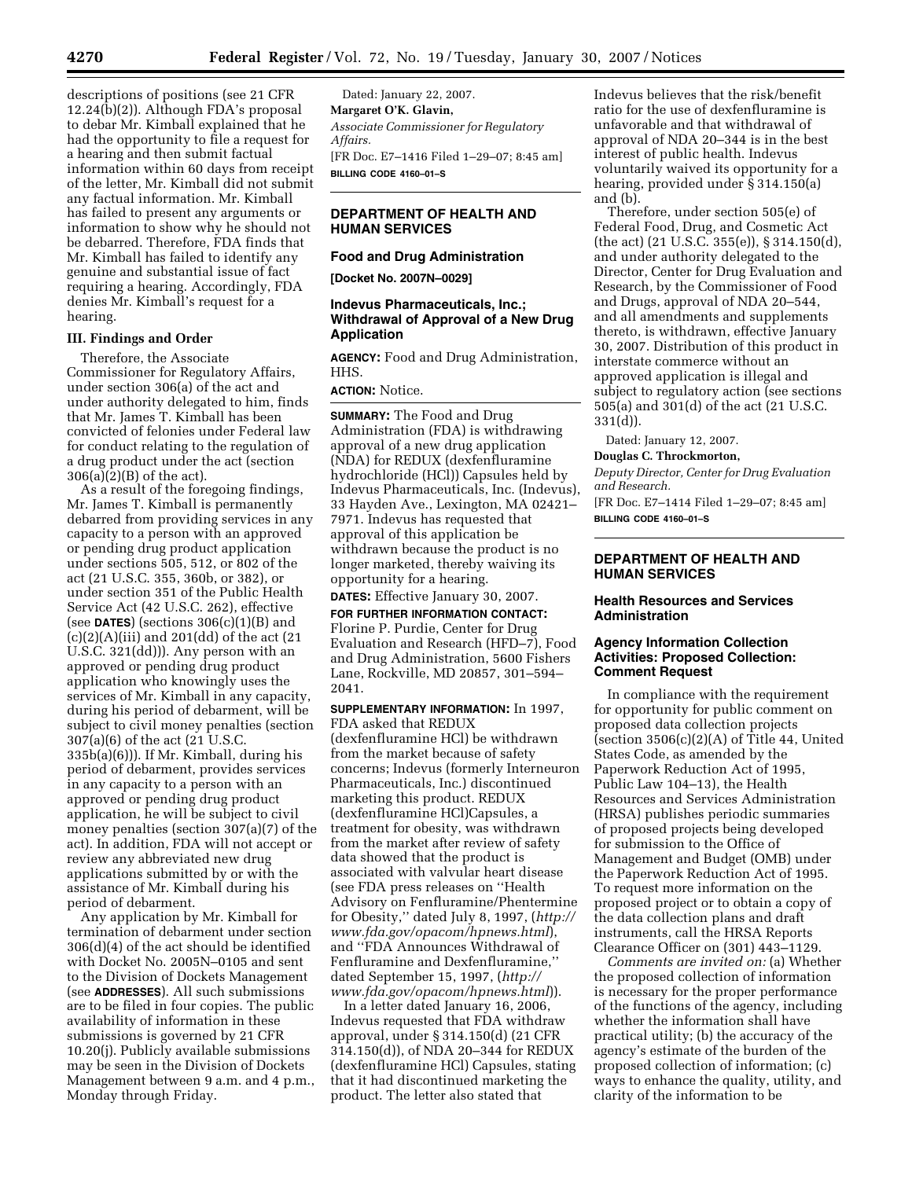descriptions of positions (see 21 CFR 12.24(b)(2)). Although FDA's proposal to debar Mr. Kimball explained that he had the opportunity to file a request for a hearing and then submit factual information within 60 days from receipt of the letter, Mr. Kimball did not submit any factual information. Mr. Kimball has failed to present any arguments or information to show why he should not be debarred. Therefore, FDA finds that Mr. Kimball has failed to identify any genuine and substantial issue of fact requiring a hearing. Accordingly, FDA denies Mr. Kimball's request for a hearing.

### III. Findings and Order

Therefore, the Associate Commissioner for Regulatory Affairs, under section 306(a) of the act and under authority delegated to him, finds that Mr. James T. Kimball has been convicted of felonies under Federal law for conduct relating to the regulation of a drug product under the act (section 306(a)(2)(B) of the act).

As a result of the foregoing findings, Mr. James T. Kimball is permanently debarred from providing services in any capacity to a person with an approved or pending drug product application under sections 505, 512, or 802 of the act (21 U.S.C. 355, 360b, or 382), or under section 351 of the Public Health Service Act (42 U.S.C. 262), effective (see **DATES**) (sections 306(c)(1)(B) and (c)(2)(A)(iii) and 201(dd) of the act (21 U.S.C. 321(dd))). Any person with an approved or pending drug product application who knowingly uses the services of Mr. Kimball in any capacity, during his period of debarment, will be subject to civil money penalties (section 307(a)(6) of the act (21 U.S.C. 335b(a)(6))). If Mr. Kimball, during his period of debarment, provides services in any capacity to a person with an approved or pending drug product application, he will be subject to civil money penalties (section 307(a)(7) of the act). In addition, FDA will not accept or review any abbreviated new drug applications submitted by or with the assistance of Mr. Kimball during his period of debarment.

Any application by Mr. Kimball for termination of debarment under section 306(d)(4) of the act should be identified with Docket No. 2005N–0105 and sent to the Division of Dockets Management (see **ADDRESSES**). All such submissions are to be filed in four copies. The public availability of information in these submissions is governed by 21 CFR 10.20(j). Publicly available submissions may be seen in the Division of Dockets Management between 9 a.m. and 4 p.m., Monday through Friday.

Dated: January 22, 2007.

**Margaret O'K. Glavin,**

*Associate Commissioner for Regulatory Affairs.*

[FR Doc. E7–1416 Filed 1–29–07; 8:45 am]

**BILLING CODE 4160–01–S**

---

## DEPARTMENT OF HEALTH AND HUMAN SERVICES

### Food and Drug Administration

**[Docket No. 2007N–0029]**

### Indevus Pharmaceuticals, Inc.; Withdrawal of Approval of a New Drug Application

**AGENCY:** Food and Drug Administration, HHS.

**ACTION:** Notice.

**SUMMARY:** The Food and Drug Administration (FDA) is withdrawing approval of a new drug application (NDA) for REDUX (dexfenfluramine hydrochloride (HCl)) Capsules held by Indevus Pharmaceuticals, Inc. (Indevus), 33 Hayden Ave., Lexington, MA 02421–7971. Indevus has requested that approval of this application be withdrawn because the product is no longer marketed, thereby waiving its opportunity for a hearing.

**DATES:** Effective January 30, 2007.

**FOR FURTHER INFORMATION CONTACT:** Florine P. Purdie, Center for Drug Evaluation and Research (HFD–7), Food and Drug Administration, 5600 Fishers Lane, Rockville, MD 20857, 301–594–2041.

**SUPPLEMENTARY INFORMATION:** In 1997, FDA asked that REDUX (dexfenfluramine HCl) be withdrawn from the market because of safety concerns; Indevus (formerly Interneuron Pharmaceuticals, Inc.) discontinued marketing this product. REDUX (dexfenfluramine HCl)Capsules, a treatment for obesity, was withdrawn from the market after review of safety data showed that the product is associated with valvular heart disease (see FDA press releases on ''Health Advisory on Fenfluramine/Phentermine for Obesity,'' dated July 8, 1997, (*http://www.fda.gov/opacom/hpnews.html*), and ''FDA Announces Withdrawal of Fenfluramine and Dexfenfluramine,'' dated September 15, 1997, (*http://www.fda.gov/opacom/hpnews.html*)).

In a letter dated January 16, 2006, Indevus requested that FDA withdraw approval, under § 314.150(d) (21 CFR 314.150(d)), of NDA 20–344 for REDUX (dexfenfluramine HCl) Capsules, stating that it had discontinued marketing the product. The letter also stated that Indevus believes that the risk/benefit ratio for the use of dexfenfluramine is unfavorable and that withdrawal of approval of NDA 20–344 is in the best interest of public health. Indevus voluntarily waived its opportunity for a hearing, provided under § 314.150(a) and (b).

Therefore, under section 505(e) of Federal Food, Drug, and Cosmetic Act (the act) (21 U.S.C. 355(e)), § 314.150(d), and under authority delegated to the Director, Center for Drug Evaluation and Research, by the Commissioner of Food and Drugs, approval of NDA 20–544, and all amendments and supplements thereto, is withdrawn, effective January 30, 2007. Distribution of this product in interstate commerce without an approved application is illegal and subject to regulatory action (see sections 505(a) and 301(d) of the act (21 U.S.C. 331(d)).

Dated: January 12, 2007.

**Douglas C. Throckmorton,**

*Deputy Director, Center for Drug Evaluation and Research.*

[FR Doc. E7–1414 Filed 1–29–07; 8:45 am]

**BILLING CODE 4160–01–S**

---

## DEPARTMENT OF HEALTH AND HUMAN SERVICES

### Health Resources and Services Administration

### Agency Information Collection Activities: Proposed Collection: Comment Request

In compliance with the requirement for opportunity for public comment on proposed data collection projects (section 3506(c)(2)(A) of Title 44, United States Code, as amended by the Paperwork Reduction Act of 1995, Public Law 104–13), the Health Resources and Services Administration (HRSA) publishes periodic summaries of proposed projects being developed for submission to the Office of Management and Budget (OMB) under the Paperwork Reduction Act of 1995. To request more information on the proposed project or to obtain a copy of the data collection plans and draft instruments, call the HRSA Reports Clearance Officer on (301) 443–1129.

*Comments are invited on:* (a) Whether the proposed collection of information is necessary for the proper performance of the functions of the agency, including whether the information shall have practical utility; (b) the accuracy of the agency's estimate of the burden of the proposed collection of information; (c) ways to enhance the quality, utility, and clarity of the information to be